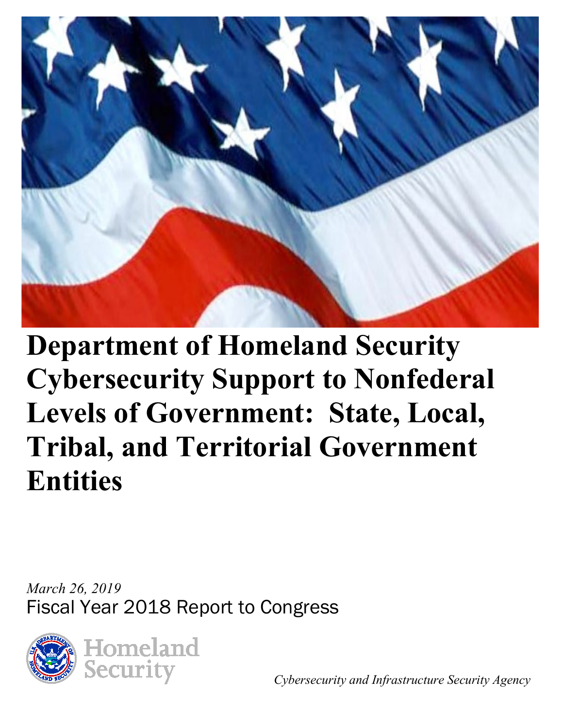# Department of Homeland Security Cybersecurity Support to Nonfederal Levels of Government: State, Local, Tribal, and Territorial Government Entities

*March 26, 2019*

Fiscal Year 2018 Report to Congress

Homeland Security

*Cybersecurity and Infrastructure Security Agency*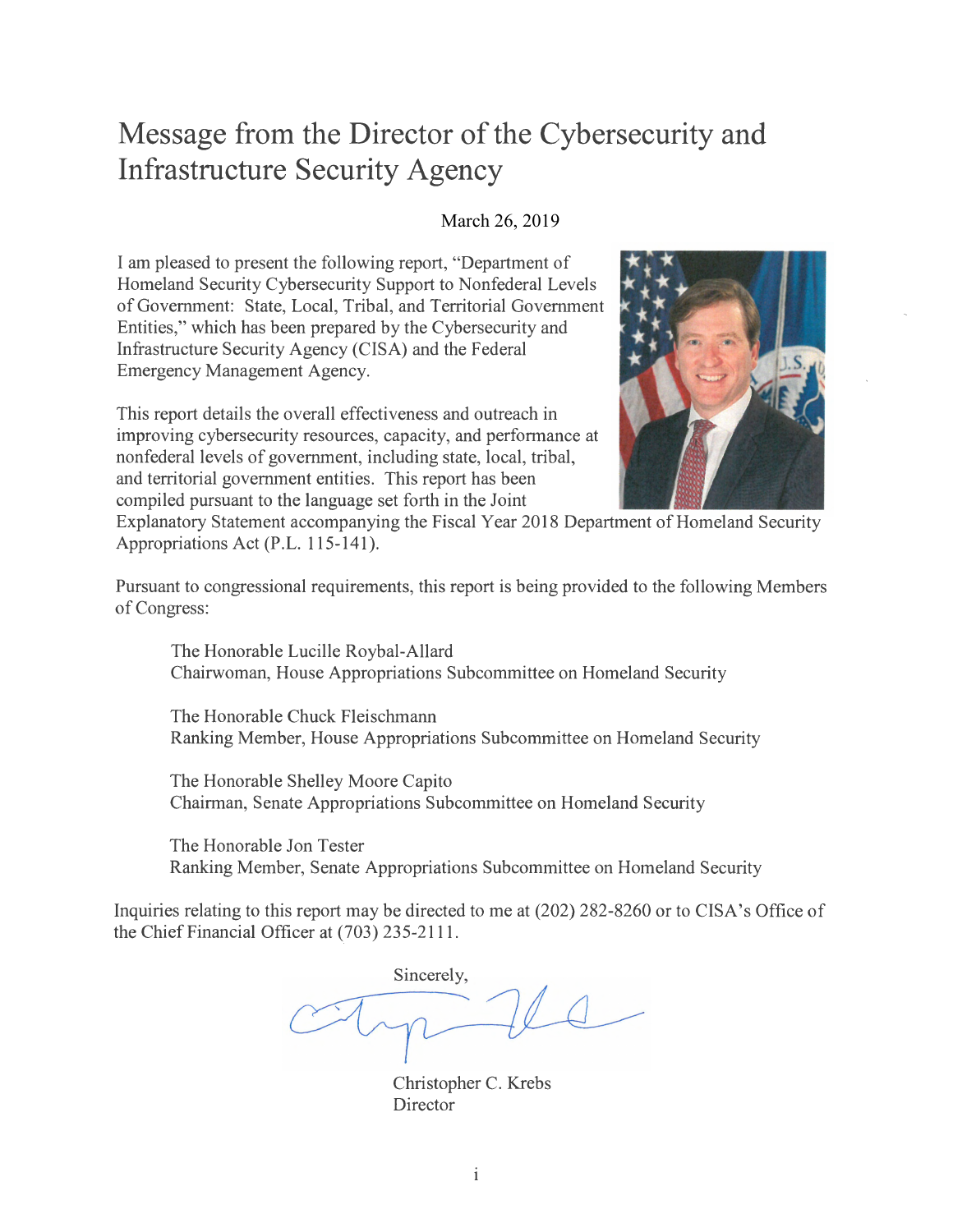# Message from the Director of the Cybersecurity and Infrastructure Security Agency

March 26, 2019

I am pleased to present the following report, "Department of Homeland Security Cybersecurity Support to Nonfederal Levels of Government: State, Local, Tribal, and Territorial Government Entities," which has been prepared by the Cybersecurity and Infrastructure Security Agency (CISA) and the Federal Emergency Management Agency.

This report details the overall effectiveness and outreach in improving cybersecurity resources, capacity, and performance at nonfederal levels of government, including state, local, tribal, and territorial government entities. This report has been compiled pursuant to the language set forth in the Joint Explanatory Statement accompanying the Fiscal Year 2018 Department of Homeland Security Appropriations Act (P.L. 115-141).

Pursuant to congressional requirements, this report is being provided to the following Members of Congress:

The Honorable Lucille Roybal-Allard
Chairwoman, House Appropriations Subcommittee on Homeland Security

The Honorable Chuck Fleischmann
Ranking Member, House Appropriations Subcommittee on Homeland Security

The Honorable Shelley Moore Capito
Chairman, Senate Appropriations Subcommittee on Homeland Security

The Honorable Jon Tester
Ranking Member, Senate Appropriations Subcommittee on Homeland Security

Inquiries relating to this report may be directed to me at (202) 282-8260 or to CISA's Office of the Chief Financial Officer at (703) 235-2111.

Sincerely,

Christopher C. Krebs
Director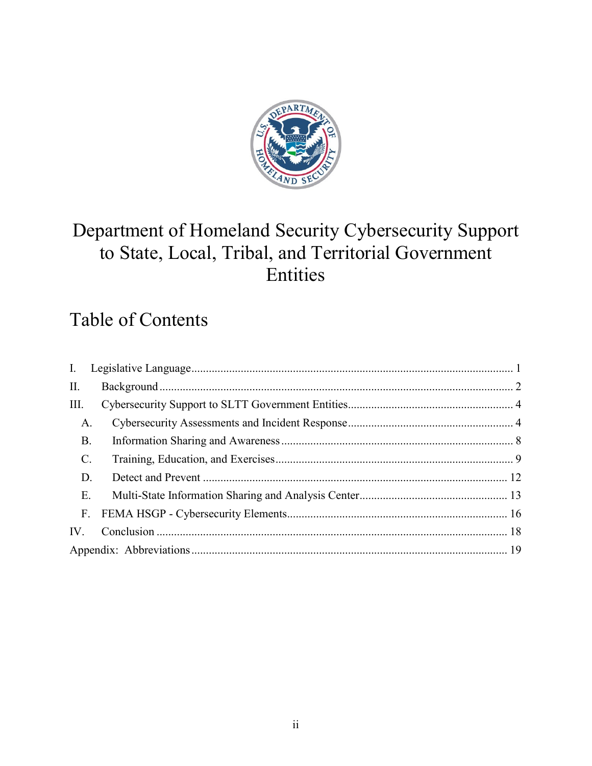# Department of Homeland Security Cybersecurity Support to State, Local, Tribal, and Territorial Government Entities

## Table of Contents

I. Legislative Language .......... 1

II. Background .......... 2

III. Cybersecurity Support to SLTT Government Entities .......... 4

- A. Cybersecurity Assessments and Incident Response .......... 4
- B. Information Sharing and Awareness .......... 8
- C. Training, Education, and Exercises .......... 9
- D. Detect and Prevent .......... 12
- E. Multi-State Information Sharing and Analysis Center .......... 13
- F. FEMA HSGP - Cybersecurity Elements .......... 16

IV. Conclusion .......... 18

Appendix: Abbreviations .......... 19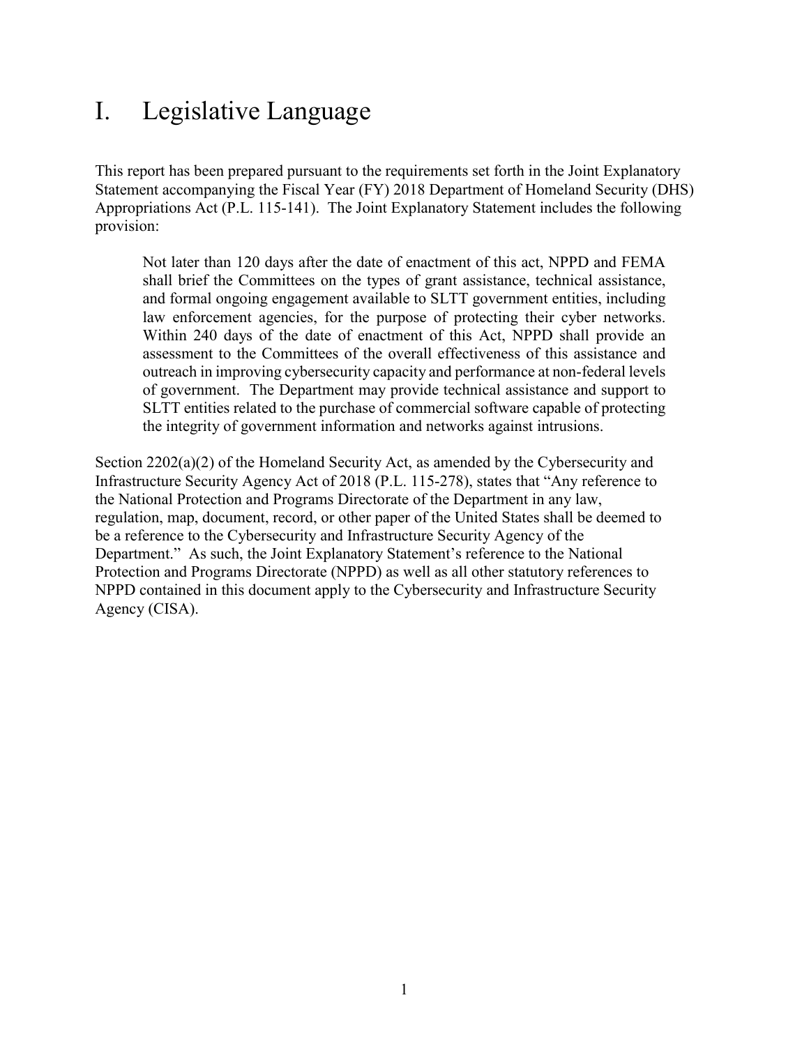# I. Legislative Language

This report has been prepared pursuant to the requirements set forth in the Joint Explanatory Statement accompanying the Fiscal Year (FY) 2018 Department of Homeland Security (DHS) Appropriations Act (P.L. 115-141). The Joint Explanatory Statement includes the following provision:

> Not later than 120 days after the date of enactment of this act, NPPD and FEMA shall brief the Committees on the types of grant assistance, technical assistance, and formal ongoing engagement available to SLTT government entities, including law enforcement agencies, for the purpose of protecting their cyber networks. Within 240 days of the date of enactment of this Act, NPPD shall provide an assessment to the Committees of the overall effectiveness of this assistance and outreach in improving cybersecurity capacity and performance at non-federal levels of government. The Department may provide technical assistance and support to SLTT entities related to the purchase of commercial software capable of protecting the integrity of government information and networks against intrusions.

Section 2202(a)(2) of the Homeland Security Act, as amended by the Cybersecurity and Infrastructure Security Agency Act of 2018 (P.L. 115-278), states that "Any reference to the National Protection and Programs Directorate of the Department in any law, regulation, map, document, record, or other paper of the United States shall be deemed to be a reference to the Cybersecurity and Infrastructure Security Agency of the Department." As such, the Joint Explanatory Statement's reference to the National Protection and Programs Directorate (NPPD) as well as all other statutory references to NPPD contained in this document apply to the Cybersecurity and Infrastructure Security Agency (CISA).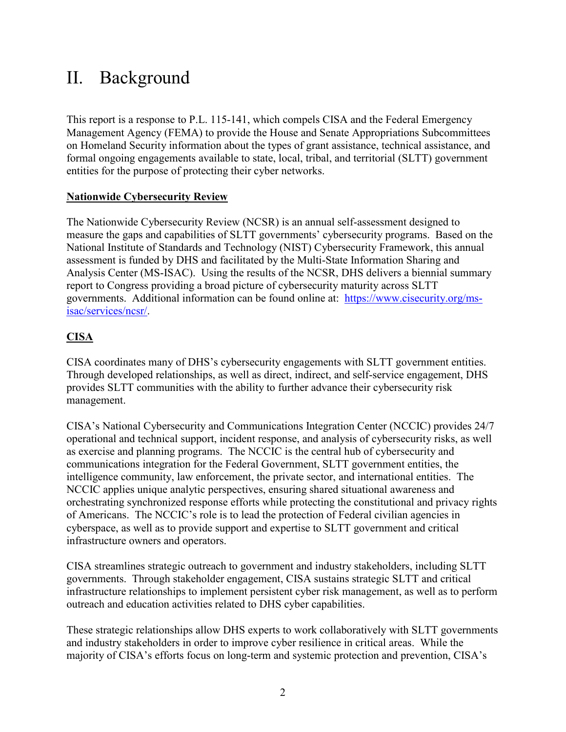# II. Background

This report is a response to P.L. 115-141, which compels CISA and the Federal Emergency Management Agency (FEMA) to provide the House and Senate Appropriations Subcommittees on Homeland Security information about the types of grant assistance, technical assistance, and formal ongoing engagements available to state, local, tribal, and territorial (SLTT) government entities for the purpose of protecting their cyber networks.

**Nationwide Cybersecurity Review**

The Nationwide Cybersecurity Review (NCSR) is an annual self-assessment designed to measure the gaps and capabilities of SLTT governments' cybersecurity programs. Based on the National Institute of Standards and Technology (NIST) Cybersecurity Framework, this annual assessment is funded by DHS and facilitated by the Multi-State Information Sharing and Analysis Center (MS-ISAC). Using the results of the NCSR, DHS delivers a biennial summary report to Congress providing a broad picture of cybersecurity maturity across SLTT governments. Additional information can be found online at: [https://www.cisecurity.org/ms-isac/services/ncsr/](https://www.cisecurity.org/ms-isac/services/ncsr/).

**CISA**

CISA coordinates many of DHS's cybersecurity engagements with SLTT government entities. Through developed relationships, as well as direct, indirect, and self-service engagement, DHS provides SLTT communities with the ability to further advance their cybersecurity risk management.

CISA's National Cybersecurity and Communications Integration Center (NCCIC) provides 24/7 operational and technical support, incident response, and analysis of cybersecurity risks, as well as exercise and planning programs. The NCCIC is the central hub of cybersecurity and communications integration for the Federal Government, SLTT government entities, the intelligence community, law enforcement, the private sector, and international entities. The NCCIC applies unique analytic perspectives, ensuring shared situational awareness and orchestrating synchronized response efforts while protecting the constitutional and privacy rights of Americans. The NCCIC's role is to lead the protection of Federal civilian agencies in cyberspace, as well as to provide support and expertise to SLTT government and critical infrastructure owners and operators.

CISA streamlines strategic outreach to government and industry stakeholders, including SLTT governments. Through stakeholder engagement, CISA sustains strategic SLTT and critical infrastructure relationships to implement persistent cyber risk management, as well as to perform outreach and education activities related to DHS cyber capabilities.

These strategic relationships allow DHS experts to work collaboratively with SLTT governments and industry stakeholders in order to improve cyber resilience in critical areas. While the majority of CISA's efforts focus on long-term and systemic protection and prevention, CISA's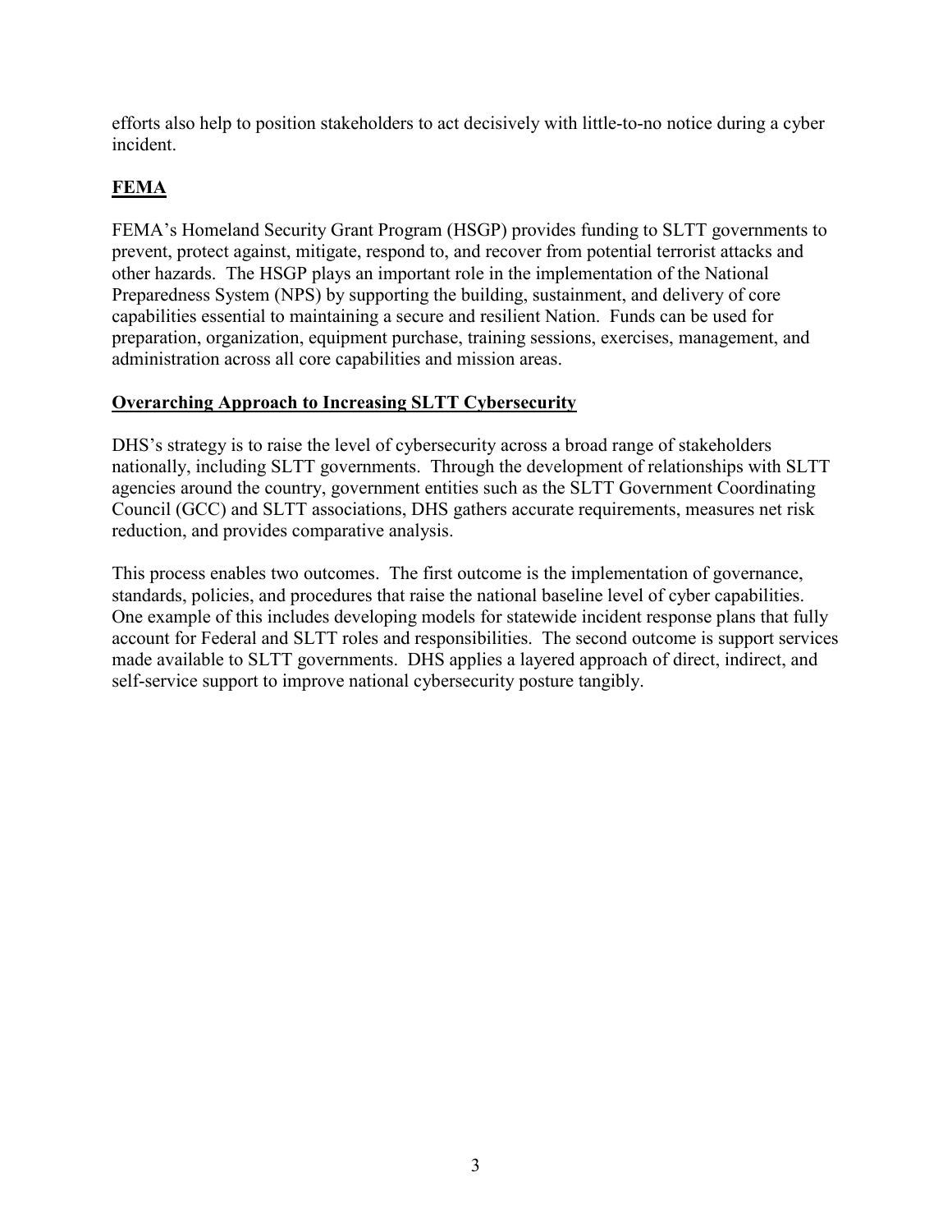efforts also help to position stakeholders to act decisively with little-to-no notice during a cyber incident.

## FEMA

FEMA's Homeland Security Grant Program (HSGP) provides funding to SLTT governments to prevent, protect against, mitigate, respond to, and recover from potential terrorist attacks and other hazards. The HSGP plays an important role in the implementation of the National Preparedness System (NPS) by supporting the building, sustainment, and delivery of core capabilities essential to maintaining a secure and resilient Nation. Funds can be used for preparation, organization, equipment purchase, training sessions, exercises, management, and administration across all core capabilities and mission areas.

## Overarching Approach to Increasing SLTT Cybersecurity

DHS's strategy is to raise the level of cybersecurity across a broad range of stakeholders nationally, including SLTT governments. Through the development of relationships with SLTT agencies around the country, government entities such as the SLTT Government Coordinating Council (GCC) and SLTT associations, DHS gathers accurate requirements, measures net risk reduction, and provides comparative analysis.

This process enables two outcomes. The first outcome is the implementation of governance, standards, policies, and procedures that raise the national baseline level of cyber capabilities. One example of this includes developing models for statewide incident response plans that fully account for Federal and SLTT roles and responsibilities. The second outcome is support services made available to SLTT governments. DHS applies a layered approach of direct, indirect, and self-service support to improve national cybersecurity posture tangibly.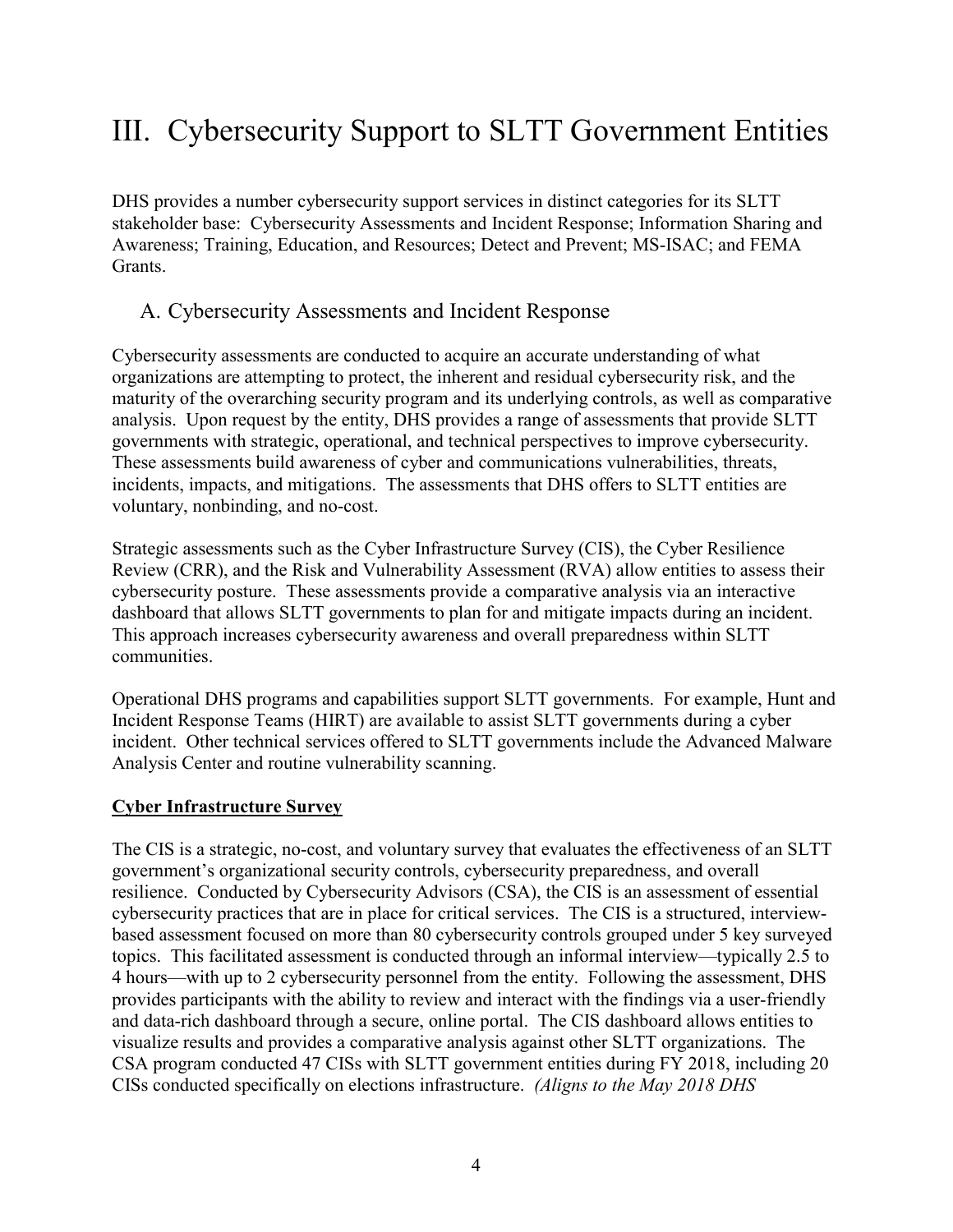# III. Cybersecurity Support to SLTT Government Entities

DHS provides a number cybersecurity support services in distinct categories for its SLTT stakeholder base: Cybersecurity Assessments and Incident Response; Information Sharing and Awareness; Training, Education, and Resources; Detect and Prevent; MS-ISAC; and FEMA Grants.

## A. Cybersecurity Assessments and Incident Response

Cybersecurity assessments are conducted to acquire an accurate understanding of what organizations are attempting to protect, the inherent and residual cybersecurity risk, and the maturity of the overarching security program and its underlying controls, as well as comparative analysis. Upon request by the entity, DHS provides a range of assessments that provide SLTT governments with strategic, operational, and technical perspectives to improve cybersecurity. These assessments build awareness of cyber and communications vulnerabilities, threats, incidents, impacts, and mitigations. The assessments that DHS offers to SLTT entities are voluntary, nonbinding, and no-cost.

Strategic assessments such as the Cyber Infrastructure Survey (CIS), the Cyber Resilience Review (CRR), and the Risk and Vulnerability Assessment (RVA) allow entities to assess their cybersecurity posture. These assessments provide a comparative analysis via an interactive dashboard that allows SLTT governments to plan for and mitigate impacts during an incident. This approach increases cybersecurity awareness and overall preparedness within SLTT communities.

Operational DHS programs and capabilities support SLTT governments. For example, Hunt and Incident Response Teams (HIRT) are available to assist SLTT governments during a cyber incident. Other technical services offered to SLTT governments include the Advanced Malware Analysis Center and routine vulnerability scanning.

**Cyber Infrastructure Survey**

The CIS is a strategic, no-cost, and voluntary survey that evaluates the effectiveness of an SLTT government's organizational security controls, cybersecurity preparedness, and overall resilience. Conducted by Cybersecurity Advisors (CSA), the CIS is an assessment of essential cybersecurity practices that are in place for critical services. The CIS is a structured, interview-based assessment focused on more than 80 cybersecurity controls grouped under 5 key surveyed topics. This facilitated assessment is conducted through an informal interview—typically 2.5 to 4 hours—with up to 2 cybersecurity personnel from the entity. Following the assessment, DHS provides participants with the ability to review and interact with the findings via a user-friendly and data-rich dashboard through a secure, online portal. The CIS dashboard allows entities to visualize results and provides a comparative analysis against other SLTT organizations. The CSA program conducted 47 CISs with SLTT government entities during FY 2018, including 20 CISs conducted specifically on elections infrastructure. *(Aligns to the May 2018 DHS*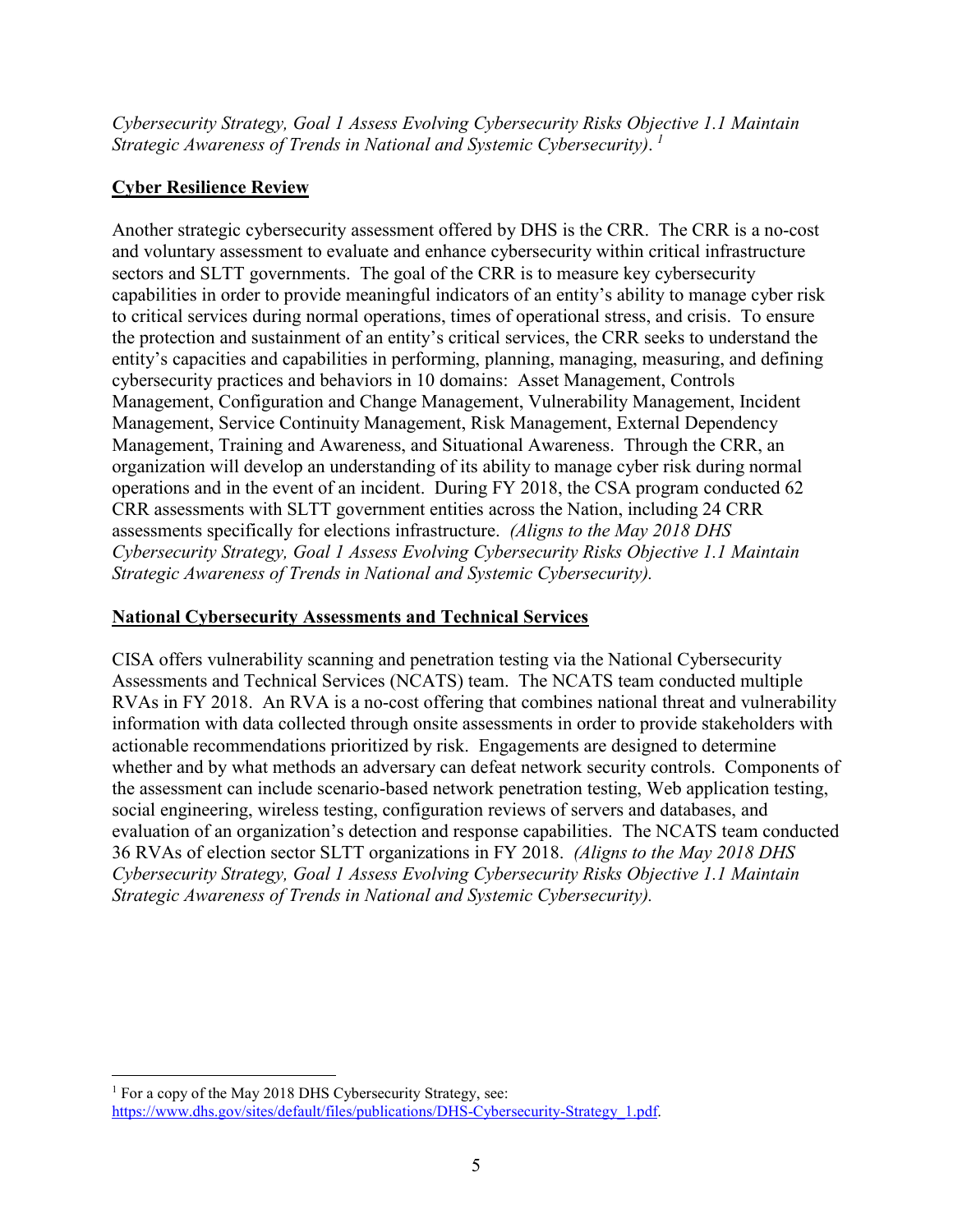*Cybersecurity Strategy, Goal 1 Assess Evolving Cybersecurity Risks Objective 1.1 Maintain Strategic Awareness of Trends in National and Systemic Cybersecurity).* [1]

## Cyber Resilience Review

Another strategic cybersecurity assessment offered by DHS is the CRR. The CRR is a no-cost and voluntary assessment to evaluate and enhance cybersecurity within critical infrastructure sectors and SLTT governments. The goal of the CRR is to measure key cybersecurity capabilities in order to provide meaningful indicators of an entity's ability to manage cyber risk to critical services during normal operations, times of operational stress, and crisis. To ensure the protection and sustainment of an entity's critical services, the CRR seeks to understand the entity's capacities and capabilities in performing, planning, managing, measuring, and defining cybersecurity practices and behaviors in 10 domains: Asset Management, Controls Management, Configuration and Change Management, Vulnerability Management, Incident Management, Service Continuity Management, Risk Management, External Dependency Management, Training and Awareness, and Situational Awareness. Through the CRR, an organization will develop an understanding of its ability to manage cyber risk during normal operations and in the event of an incident. During FY 2018, the CSA program conducted 62 CRR assessments with SLTT government entities across the Nation, including 24 CRR assessments specifically for elections infrastructure. *(Aligns to the May 2018 DHS Cybersecurity Strategy, Goal 1 Assess Evolving Cybersecurity Risks Objective 1.1 Maintain Strategic Awareness of Trends in National and Systemic Cybersecurity).*

## National Cybersecurity Assessments and Technical Services

CISA offers vulnerability scanning and penetration testing via the National Cybersecurity Assessments and Technical Services (NCATS) team. The NCATS team conducted multiple RVAs in FY 2018. An RVA is a no-cost offering that combines national threat and vulnerability information with data collected through onsite assessments in order to provide stakeholders with actionable recommendations prioritized by risk. Engagements are designed to determine whether and by what methods an adversary can defeat network security controls. Components of the assessment can include scenario-based network penetration testing, Web application testing, social engineering, wireless testing, configuration reviews of servers and databases, and evaluation of an organization's detection and response capabilities. The NCATS team conducted 36 RVAs of election sector SLTT organizations in FY 2018. *(Aligns to the May 2018 DHS Cybersecurity Strategy, Goal 1 Assess Evolving Cybersecurity Risks Objective 1.1 Maintain Strategic Awareness of Trends in National and Systemic Cybersecurity).*

---

[1] For a copy of the May 2018 DHS Cybersecurity Strategy, see: https://www.dhs.gov/sites/default/files/publications/DHS-Cybersecurity-Strategy_1.pdf.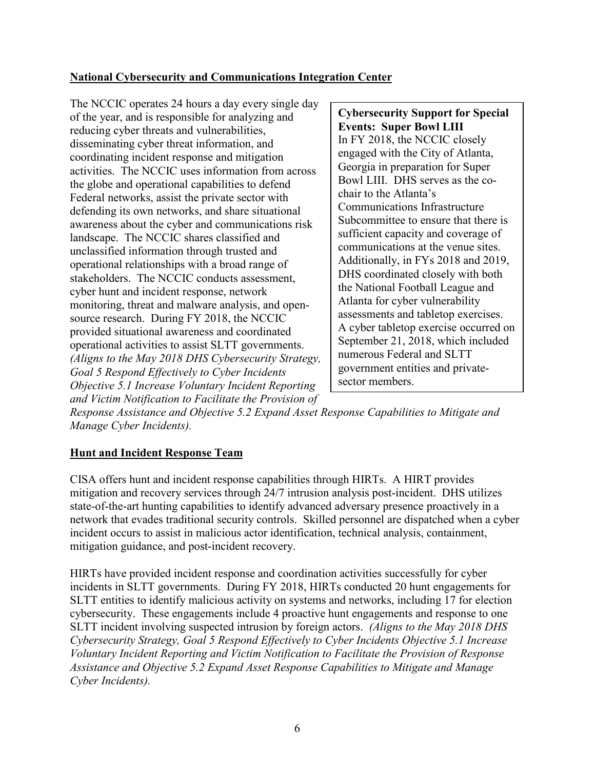**National Cybersecurity and Communications Integration Center**

The NCCIC operates 24 hours a day every single day of the year, and is responsible for analyzing and reducing cyber threats and vulnerabilities, disseminating cyber threat information, and coordinating incident response and mitigation activities. The NCCIC uses information from across the globe and operational capabilities to defend Federal networks, assist the private sector with defending its own networks, and share situational awareness about the cyber and communications risk landscape. The NCCIC shares classified and unclassified information through trusted and operational relationships with a broad range of stakeholders. The NCCIC conducts assessment, cyber hunt and incident response, network monitoring, threat and malware analysis, and open-source research. During FY 2018, the NCCIC provided situational awareness and coordinated operational activities to assist SLTT governments. *(Aligns to the May 2018 DHS Cybersecurity Strategy, Goal 5 Respond Effectively to Cyber Incidents Objective 5.1 Increase Voluntary Incident Reporting and Victim Notification to Facilitate the Provision of Response Assistance and Objective 5.2 Expand Asset Response Capabilities to Mitigate and Manage Cyber Incidents).*

> **Cybersecurity Support for Special Events: Super Bowl LIII**
> In FY 2018, the NCCIC closely engaged with the City of Atlanta, Georgia in preparation for Super Bowl LIII. DHS serves as the co-chair to the Atlanta's Communications Infrastructure Subcommittee to ensure that there is sufficient capacity and coverage of communications at the venue sites. Additionally, in FYs 2018 and 2019, DHS coordinated closely with both the National Football League and Atlanta for cyber vulnerability assessments and tabletop exercises. A cyber tabletop exercise occurred on September 21, 2018, which included numerous Federal and SLTT government entities and private-sector members.

**Hunt and Incident Response Team**

CISA offers hunt and incident response capabilities through HIRTs. A HIRT provides mitigation and recovery services through 24/7 intrusion analysis post-incident. DHS utilizes state-of-the-art hunting capabilities to identify advanced adversary presence proactively in a network that evades traditional security controls. Skilled personnel are dispatched when a cyber incident occurs to assist in malicious actor identification, technical analysis, containment, mitigation guidance, and post-incident recovery.

HIRTs have provided incident response and coordination activities successfully for cyber incidents in SLTT governments. During FY 2018, HIRTs conducted 20 hunt engagements for SLTT entities to identify malicious activity on systems and networks, including 17 for election cybersecurity. These engagements include 4 proactive hunt engagements and response to one SLTT incident involving suspected intrusion by foreign actors. *(Aligns to the May 2018 DHS Cybersecurity Strategy, Goal 5 Respond Effectively to Cyber Incidents Objective 5.1 Increase Voluntary Incident Reporting and Victim Notification to Facilitate the Provision of Response Assistance and Objective 5.2 Expand Asset Response Capabilities to Mitigate and Manage Cyber Incidents).*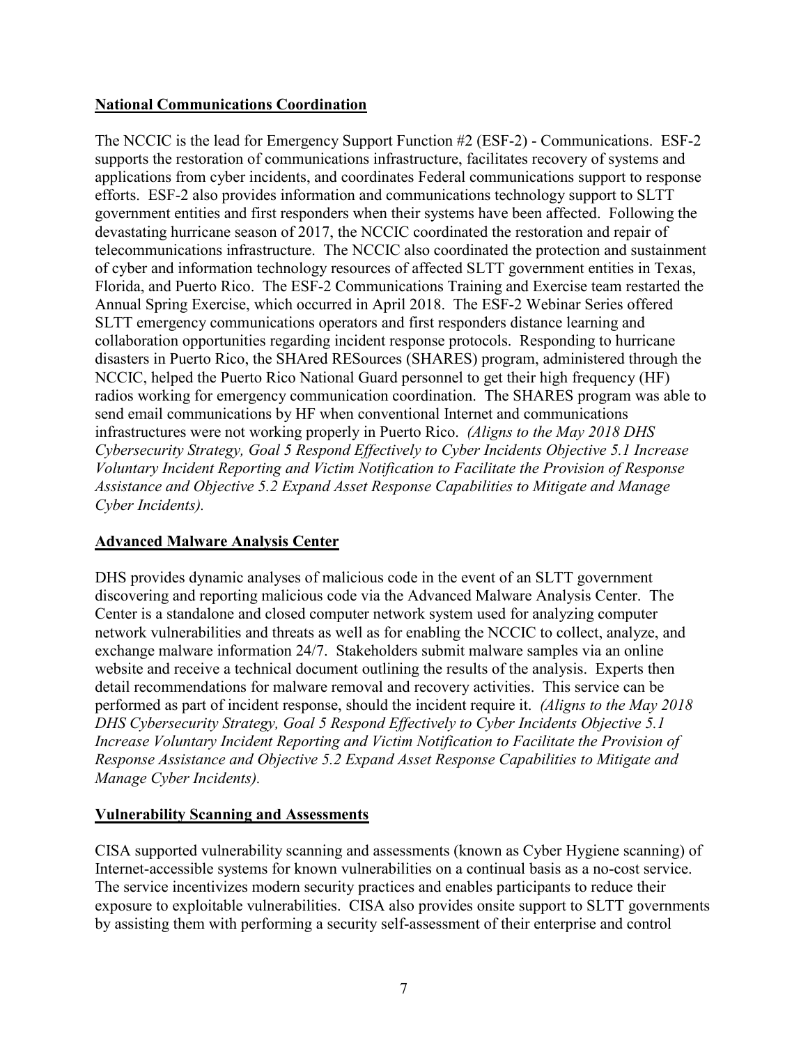**National Communications Coordination**

The NCCIC is the lead for Emergency Support Function #2 (ESF-2) - Communications. ESF-2 supports the restoration of communications infrastructure, facilitates recovery of systems and applications from cyber incidents, and coordinates Federal communications support to response efforts. ESF-2 also provides information and communications technology support to SLTT government entities and first responders when their systems have been affected. Following the devastating hurricane season of 2017, the NCCIC coordinated the restoration and repair of telecommunications infrastructure. The NCCIC also coordinated the protection and sustainment of cyber and information technology resources of affected SLTT government entities in Texas, Florida, and Puerto Rico. The ESF-2 Communications Training and Exercise team restarted the Annual Spring Exercise, which occurred in April 2018. The ESF-2 Webinar Series offered SLTT emergency communications operators and first responders distance learning and collaboration opportunities regarding incident response protocols. Responding to hurricane disasters in Puerto Rico, the SHAred RESources (SHARES) program, administered through the NCCIC, helped the Puerto Rico National Guard personnel to get their high frequency (HF) radios working for emergency communication coordination. The SHARES program was able to send email communications by HF when conventional Internet and communications infrastructures were not working properly in Puerto Rico. *(Aligns to the May 2018 DHS Cybersecurity Strategy, Goal 5 Respond Effectively to Cyber Incidents Objective 5.1 Increase Voluntary Incident Reporting and Victim Notification to Facilitate the Provision of Response Assistance and Objective 5.2 Expand Asset Response Capabilities to Mitigate and Manage Cyber Incidents).*

**Advanced Malware Analysis Center**

DHS provides dynamic analyses of malicious code in the event of an SLTT government discovering and reporting malicious code via the Advanced Malware Analysis Center. The Center is a standalone and closed computer network system used for analyzing computer network vulnerabilities and threats as well as for enabling the NCCIC to collect, analyze, and exchange malware information 24/7. Stakeholders submit malware samples via an online website and receive a technical document outlining the results of the analysis. Experts then detail recommendations for malware removal and recovery activities. This service can be performed as part of incident response, should the incident require it. *(Aligns to the May 2018 DHS Cybersecurity Strategy, Goal 5 Respond Effectively to Cyber Incidents Objective 5.1 Increase Voluntary Incident Reporting and Victim Notification to Facilitate the Provision of Response Assistance and Objective 5.2 Expand Asset Response Capabilities to Mitigate and Manage Cyber Incidents).*

**Vulnerability Scanning and Assessments**

CISA supported vulnerability scanning and assessments (known as Cyber Hygiene scanning) of Internet-accessible systems for known vulnerabilities on a continual basis as a no-cost service. The service incentivizes modern security practices and enables participants to reduce their exposure to exploitable vulnerabilities. CISA also provides onsite support to SLTT governments by assisting them with performing a security self-assessment of their enterprise and control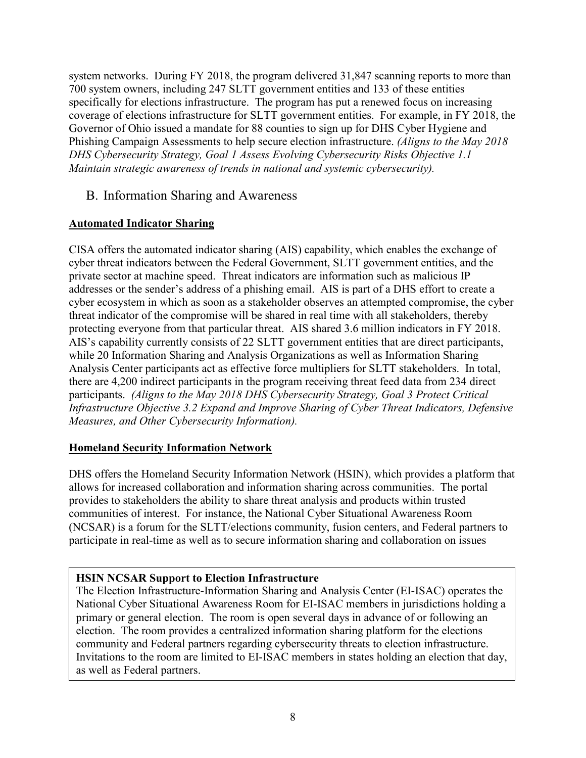system networks. During FY 2018, the program delivered 31,847 scanning reports to more than 700 system owners, including 247 SLTT government entities and 133 of these entities specifically for elections infrastructure. The program has put a renewed focus on increasing coverage of elections infrastructure for SLTT government entities. For example, in FY 2018, the Governor of Ohio issued a mandate for 88 counties to sign up for DHS Cyber Hygiene and Phishing Campaign Assessments to help secure election infrastructure. *(Aligns to the May 2018 DHS Cybersecurity Strategy, Goal 1 Assess Evolving Cybersecurity Risks Objective 1.1 Maintain strategic awareness of trends in national and systemic cybersecurity).*

## B. Information Sharing and Awareness

**Automated Indicator Sharing**

CISA offers the automated indicator sharing (AIS) capability, which enables the exchange of cyber threat indicators between the Federal Government, SLTT government entities, and the private sector at machine speed. Threat indicators are information such as malicious IP addresses or the sender's address of a phishing email. AIS is part of a DHS effort to create a cyber ecosystem in which as soon as a stakeholder observes an attempted compromise, the cyber threat indicator of the compromise will be shared in real time with all stakeholders, thereby protecting everyone from that particular threat. AIS shared 3.6 million indicators in FY 2018. AIS's capability currently consists of 22 SLTT government entities that are direct participants, while 20 Information Sharing and Analysis Organizations as well as Information Sharing Analysis Center participants act as effective force multipliers for SLTT stakeholders. In total, there are 4,200 indirect participants in the program receiving threat feed data from 234 direct participants. *(Aligns to the May 2018 DHS Cybersecurity Strategy, Goal 3 Protect Critical Infrastructure Objective 3.2 Expand and Improve Sharing of Cyber Threat Indicators, Defensive Measures, and Other Cybersecurity Information).*

**Homeland Security Information Network**

DHS offers the Homeland Security Information Network (HSIN), which provides a platform that allows for increased collaboration and information sharing across communities. The portal provides to stakeholders the ability to share threat analysis and products within trusted communities of interest. For instance, the National Cyber Situational Awareness Room (NCSAR) is a forum for the SLTT/elections community, fusion centers, and Federal partners to participate in real-time as well as to secure information sharing and collaboration on issues

**HSIN NCSAR Support to Election Infrastructure**

The Election Infrastructure-Information Sharing and Analysis Center (EI-ISAC) operates the National Cyber Situational Awareness Room for EI-ISAC members in jurisdictions holding a primary or general election. The room is open several days in advance of or following an election. The room provides a centralized information sharing platform for the elections community and Federal partners regarding cybersecurity threats to election infrastructure. Invitations to the room are limited to EI-ISAC members in states holding an election that day, as well as Federal partners.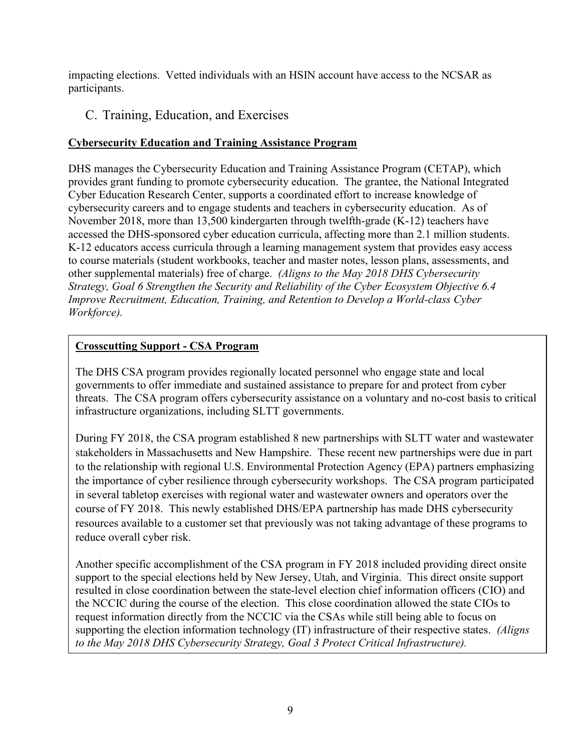impacting elections. Vetted individuals with an HSIN account have access to the NCSAR as participants.

## C. Training, Education, and Exercises

**Cybersecurity Education and Training Assistance Program**

DHS manages the Cybersecurity Education and Training Assistance Program (CETAP), which provides grant funding to promote cybersecurity education. The grantee, the National Integrated Cyber Education Research Center, supports a coordinated effort to increase knowledge of cybersecurity careers and to engage students and teachers in cybersecurity education. As of November 2018, more than 13,500 kindergarten through twelfth-grade (K-12) teachers have accessed the DHS-sponsored cyber education curricula, affecting more than 2.1 million students. K-12 educators access curricula through a learning management system that provides easy access to course materials (student workbooks, teacher and master notes, lesson plans, assessments, and other supplemental materials) free of charge. *(Aligns to the May 2018 DHS Cybersecurity Strategy, Goal 6 Strengthen the Security and Reliability of the Cyber Ecosystem Objective 6.4 Improve Recruitment, Education, Training, and Retention to Develop a World-class Cyber Workforce).*

**Crosscutting Support - CSA Program**

The DHS CSA program provides regionally located personnel who engage state and local governments to offer immediate and sustained assistance to prepare for and protect from cyber threats. The CSA program offers cybersecurity assistance on a voluntary and no-cost basis to critical infrastructure organizations, including SLTT governments.

During FY 2018, the CSA program established 8 new partnerships with SLTT water and wastewater stakeholders in Massachusetts and New Hampshire. These recent new partnerships were due in part to the relationship with regional U.S. Environmental Protection Agency (EPA) partners emphasizing the importance of cyber resilience through cybersecurity workshops. The CSA program participated in several tabletop exercises with regional water and wastewater owners and operators over the course of FY 2018. This newly established DHS/EPA partnership has made DHS cybersecurity resources available to a customer set that previously was not taking advantage of these programs to reduce overall cyber risk.

Another specific accomplishment of the CSA program in FY 2018 included providing direct onsite support to the special elections held by New Jersey, Utah, and Virginia. This direct onsite support resulted in close coordination between the state-level election chief information officers (CIO) and the NCCIC during the course of the election. This close coordination allowed the state CIOs to request information directly from the NCCIC via the CSAs while still being able to focus on supporting the election information technology (IT) infrastructure of their respective states. *(Aligns to the May 2018 DHS Cybersecurity Strategy, Goal 3 Protect Critical Infrastructure).*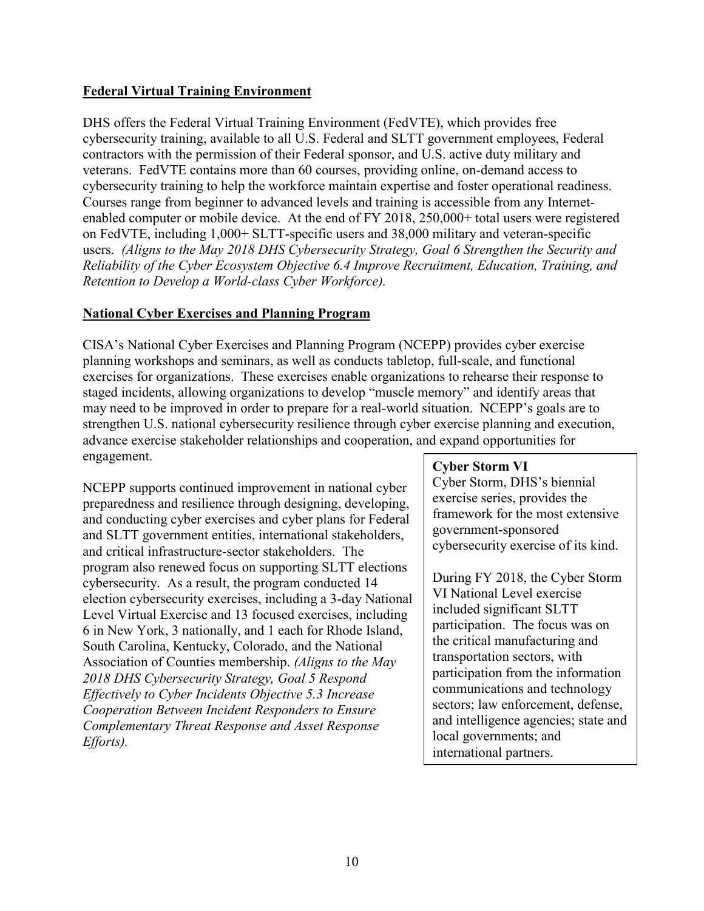**Federal Virtual Training Environment**

DHS offers the Federal Virtual Training Environment (FedVTE), which provides free cybersecurity training, available to all U.S. Federal and SLTT government employees, Federal contractors with the permission of their Federal sponsor, and U.S. active duty military and veterans. FedVTE contains more than 60 courses, providing online, on-demand access to cybersecurity training to help the workforce maintain expertise and foster operational readiness. Courses range from beginner to advanced levels and training is accessible from any Internet-enabled computer or mobile device. At the end of FY 2018, 250,000+ total users were registered on FedVTE, including 1,000+ SLTT-specific users and 38,000 military and veteran-specific users. *(Aligns to the May 2018 DHS Cybersecurity Strategy, Goal 6 Strengthen the Security and Reliability of the Cyber Ecosystem Objective 6.4 Improve Recruitment, Education, Training, and Retention to Develop a World-class Cyber Workforce).*

**National Cyber Exercises and Planning Program**

CISA's National Cyber Exercises and Planning Program (NCEPP) provides cyber exercise planning workshops and seminars, as well as conducts tabletop, full-scale, and functional exercises for organizations. These exercises enable organizations to rehearse their response to staged incidents, allowing organizations to develop "muscle memory" and identify areas that may need to be improved in order to prepare for a real-world situation. NCEPP's goals are to strengthen U.S. national cybersecurity resilience through cyber exercise planning and execution, advance exercise stakeholder relationships and cooperation, and expand opportunities for engagement.

NCEPP supports continued improvement in national cyber preparedness and resilience through designing, developing, and conducting cyber exercises and cyber plans for Federal and SLTT government entities, international stakeholders, and critical infrastructure-sector stakeholders. The program also renewed focus on supporting SLTT elections cybersecurity. As a result, the program conducted 14 election cybersecurity exercises, including a 3-day National Level Virtual Exercise and 13 focused exercises, including 6 in New York, 3 nationally, and 1 each for Rhode Island, South Carolina, Kentucky, Colorado, and the National Association of Counties membership. *(Aligns to the May 2018 DHS Cybersecurity Strategy, Goal 5 Respond Effectively to Cyber Incidents Objective 5.3 Increase Cooperation Between Incident Responders to Ensure Complementary Threat Response and Asset Response Efforts).*

**Cyber Storm VI**

Cyber Storm, DHS's biennial exercise series, provides the framework for the most extensive government-sponsored cybersecurity exercise of its kind.

During FY 2018, the Cyber Storm VI National Level exercise included significant SLTT participation. The focus was on the critical manufacturing and transportation sectors, with participation from the information communications and technology sectors; law enforcement, defense, and intelligence agencies; state and local governments; and international partners.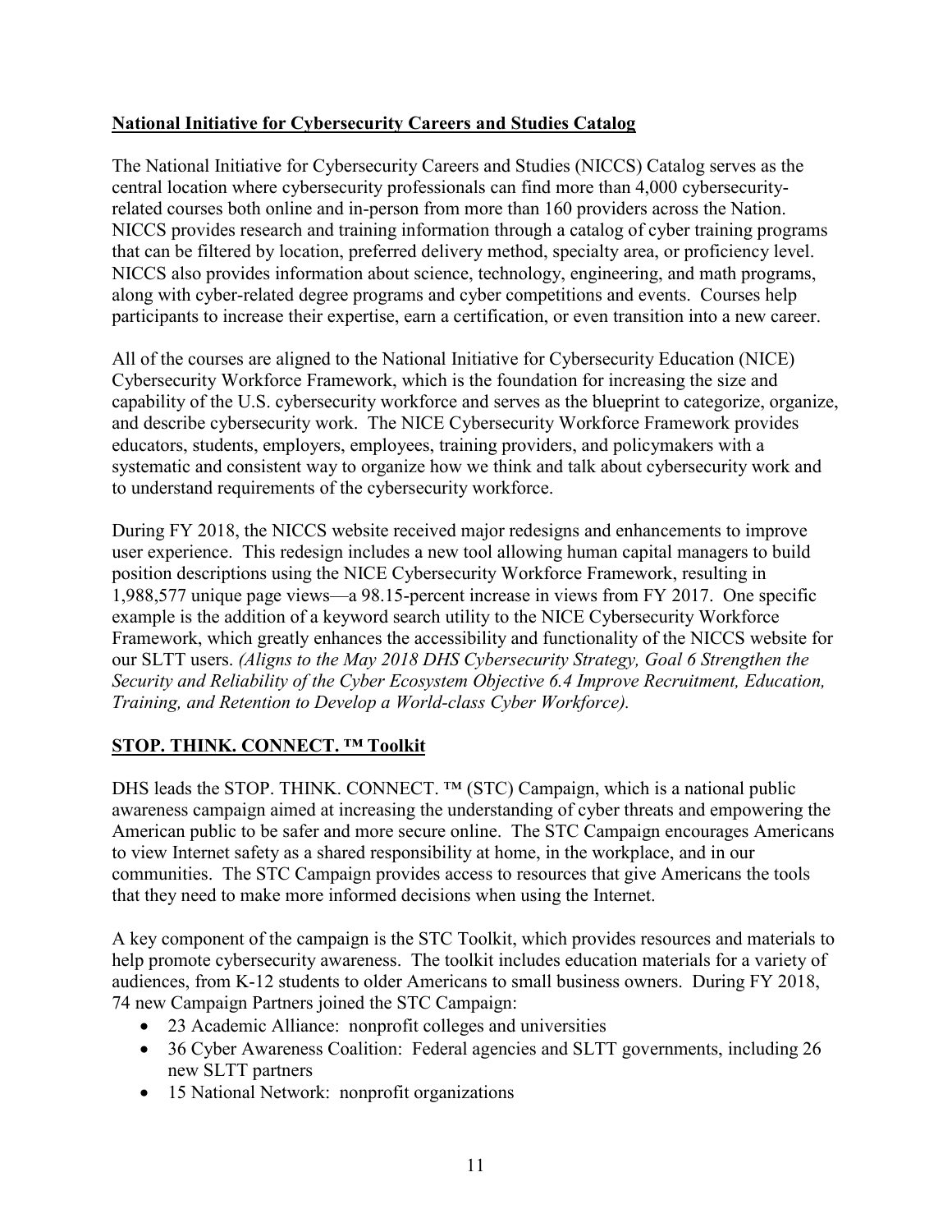## National Initiative for Cybersecurity Careers and Studies Catalog

The National Initiative for Cybersecurity Careers and Studies (NICCS) Catalog serves as the central location where cybersecurity professionals can find more than 4,000 cybersecurity-related courses both online and in-person from more than 160 providers across the Nation. NICCS provides research and training information through a catalog of cyber training programs that can be filtered by location, preferred delivery method, specialty area, or proficiency level. NICCS also provides information about science, technology, engineering, and math programs, along with cyber-related degree programs and cyber competitions and events. Courses help participants to increase their expertise, earn a certification, or even transition into a new career.

All of the courses are aligned to the National Initiative for Cybersecurity Education (NICE) Cybersecurity Workforce Framework, which is the foundation for increasing the size and capability of the U.S. cybersecurity workforce and serves as the blueprint to categorize, organize, and describe cybersecurity work. The NICE Cybersecurity Workforce Framework provides educators, students, employers, employees, training providers, and policymakers with a systematic and consistent way to organize how we think and talk about cybersecurity work and to understand requirements of the cybersecurity workforce.

During FY 2018, the NICCS website received major redesigns and enhancements to improve user experience. This redesign includes a new tool allowing human capital managers to build position descriptions using the NICE Cybersecurity Workforce Framework, resulting in 1,988,577 unique page views—a 98.15-percent increase in views from FY 2017. One specific example is the addition of a keyword search utility to the NICE Cybersecurity Workforce Framework, which greatly enhances the accessibility and functionality of the NICCS website for our SLTT users. *(Aligns to the May 2018 DHS Cybersecurity Strategy, Goal 6 Strengthen the Security and Reliability of the Cyber Ecosystem Objective 6.4 Improve Recruitment, Education, Training, and Retention to Develop a World-class Cyber Workforce).*

## STOP. THINK. CONNECT. ™ Toolkit

DHS leads the STOP. THINK. CONNECT. ™ (STC) Campaign, which is a national public awareness campaign aimed at increasing the understanding of cyber threats and empowering the American public to be safer and more secure online. The STC Campaign encourages Americans to view Internet safety as a shared responsibility at home, in the workplace, and in our communities. The STC Campaign provides access to resources that give Americans the tools that they need to make more informed decisions when using the Internet.

A key component of the campaign is the STC Toolkit, which provides resources and materials to help promote cybersecurity awareness. The toolkit includes education materials for a variety of audiences, from K-12 students to older Americans to small business owners. During FY 2018, 74 new Campaign Partners joined the STC Campaign:

- 23 Academic Alliance: nonprofit colleges and universities
- 36 Cyber Awareness Coalition: Federal agencies and SLTT governments, including 26 new SLTT partners
- 15 National Network: nonprofit organizations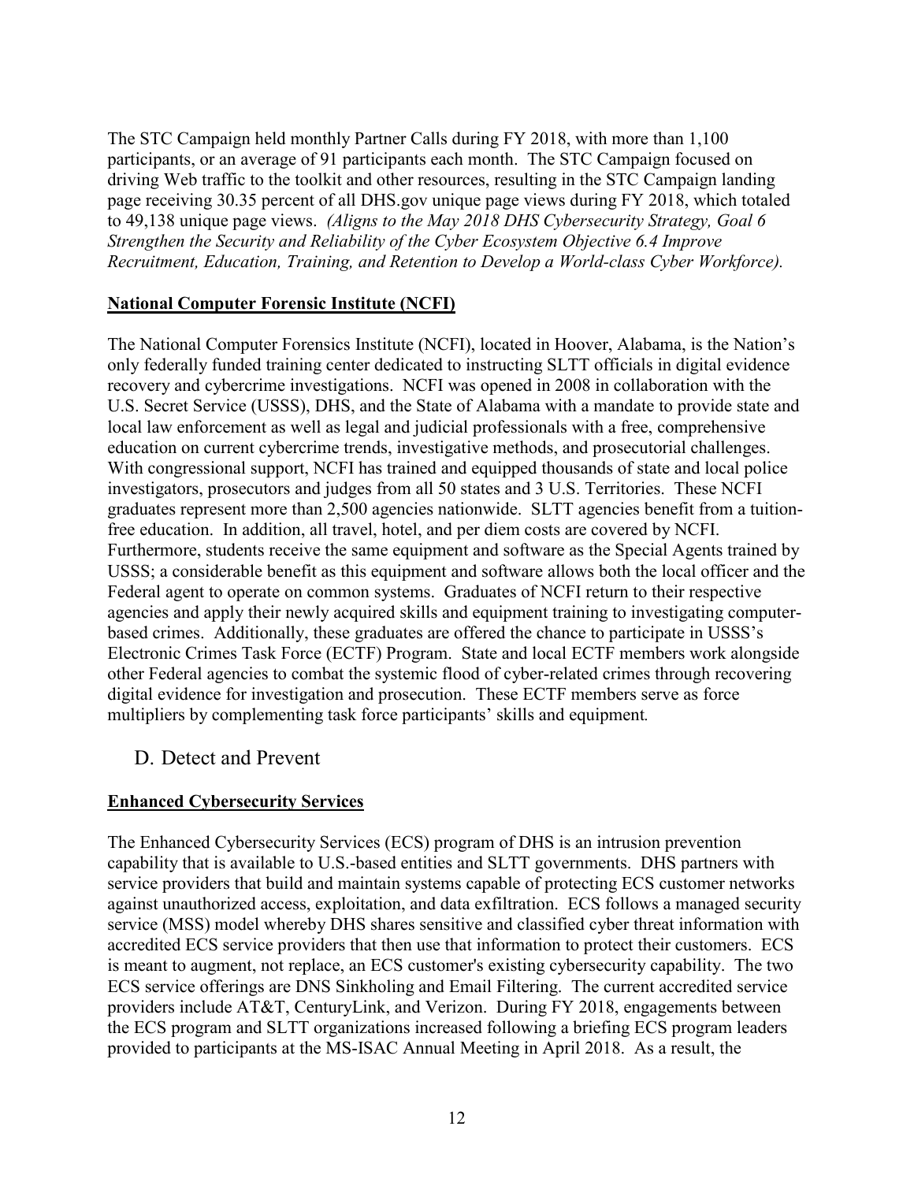The STC Campaign held monthly Partner Calls during FY 2018, with more than 1,100 participants, or an average of 91 participants each month. The STC Campaign focused on driving Web traffic to the toolkit and other resources, resulting in the STC Campaign landing page receiving 30.35 percent of all DHS.gov unique page views during FY 2018, which totaled to 49,138 unique page views. *(Aligns to the May 2018 DHS Cybersecurity Strategy, Goal 6 Strengthen the Security and Reliability of the Cyber Ecosystem Objective 6.4 Improve Recruitment, Education, Training, and Retention to Develop a World-class Cyber Workforce).*

**National Computer Forensic Institute (NCFI)**

The National Computer Forensics Institute (NCFI), located in Hoover, Alabama, is the Nation's only federally funded training center dedicated to instructing SLTT officials in digital evidence recovery and cybercrime investigations. NCFI was opened in 2008 in collaboration with the U.S. Secret Service (USSS), DHS, and the State of Alabama with a mandate to provide state and local law enforcement as well as legal and judicial professionals with a free, comprehensive education on current cybercrime trends, investigative methods, and prosecutorial challenges. With congressional support, NCFI has trained and equipped thousands of state and local police investigators, prosecutors and judges from all 50 states and 3 U.S. Territories. These NCFI graduates represent more than 2,500 agencies nationwide. SLTT agencies benefit from a tuition-free education. In addition, all travel, hotel, and per diem costs are covered by NCFI. Furthermore, students receive the same equipment and software as the Special Agents trained by USSS; a considerable benefit as this equipment and software allows both the local officer and the Federal agent to operate on common systems. Graduates of NCFI return to their respective agencies and apply their newly acquired skills and equipment training to investigating computer-based crimes. Additionally, these graduates are offered the chance to participate in USSS's Electronic Crimes Task Force (ECTF) Program. State and local ECTF members work alongside other Federal agencies to combat the systemic flood of cyber-related crimes through recovering digital evidence for investigation and prosecution. These ECTF members serve as force multipliers by complementing task force participants' skills and equipment.

## D. Detect and Prevent

**Enhanced Cybersecurity Services**

The Enhanced Cybersecurity Services (ECS) program of DHS is an intrusion prevention capability that is available to U.S.-based entities and SLTT governments. DHS partners with service providers that build and maintain systems capable of protecting ECS customer networks against unauthorized access, exploitation, and data exfiltration. ECS follows a managed security service (MSS) model whereby DHS shares sensitive and classified cyber threat information with accredited ECS service providers that then use that information to protect their customers. ECS is meant to augment, not replace, an ECS customer's existing cybersecurity capability. The two ECS service offerings are DNS Sinkholing and Email Filtering. The current accredited service providers include AT&T, CenturyLink, and Verizon. During FY 2018, engagements between the ECS program and SLTT organizations increased following a briefing ECS program leaders provided to participants at the MS-ISAC Annual Meeting in April 2018. As a result, the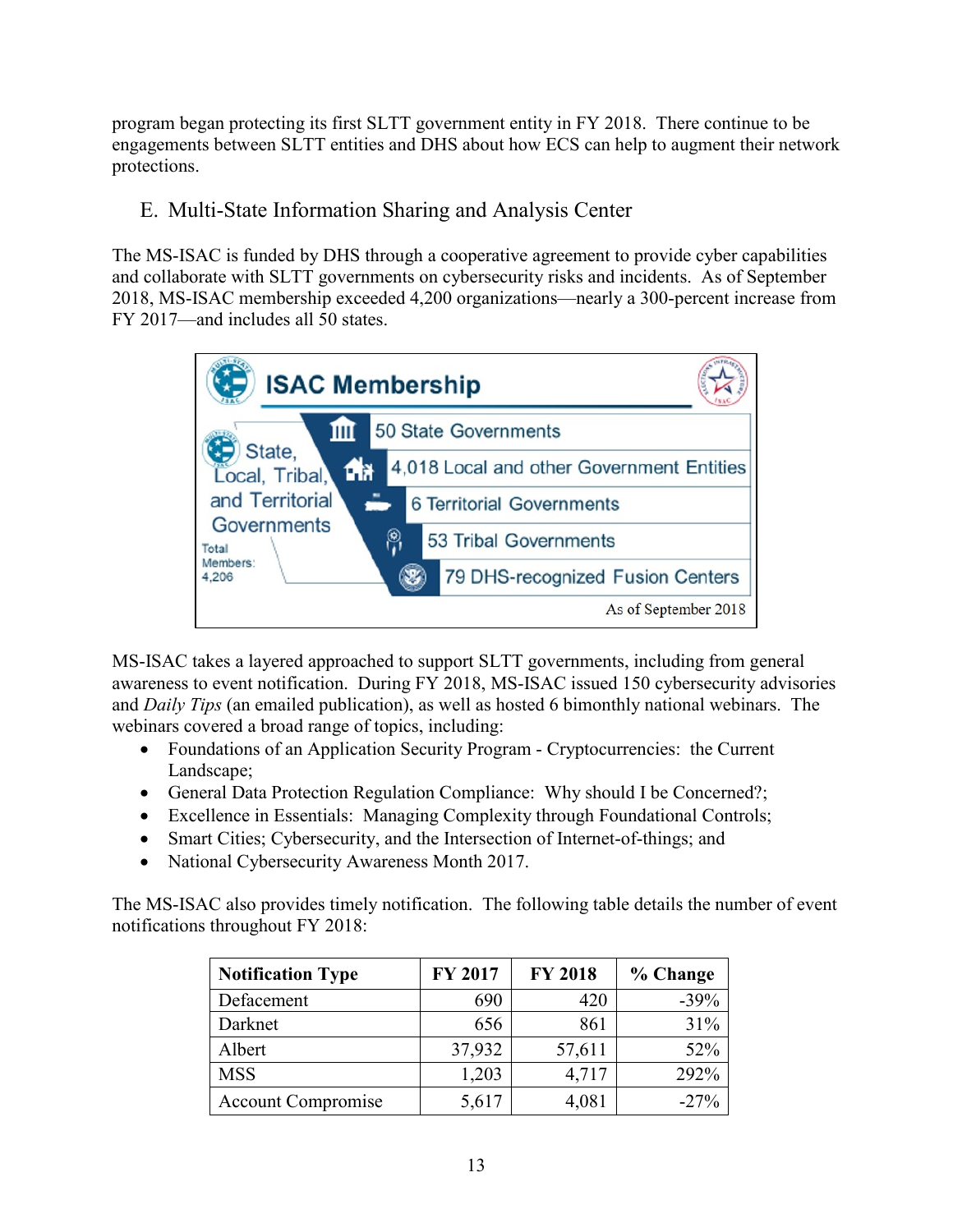program began protecting its first SLTT government entity in FY 2018. There continue to be engagements between SLTT entities and DHS about how ECS can help to augment their network protections.

## E. Multi-State Information Sharing and Analysis Center

The MS-ISAC is funded by DHS through a cooperative agreement to provide cyber capabilities and collaborate with SLTT governments on cybersecurity risks and incidents. As of September 2018, MS-ISAC membership exceeded 4,200 organizations—nearly a 300-percent increase from FY 2017—and includes all 50 states.

**ISAC Membership**

State, Local, Tribal, and Territorial Governments

Total Members: 4,206

- 50 State Governments
- 4,018 Local and other Government Entities
- 6 Territorial Governments
- 53 Tribal Governments
- 79 DHS-recognized Fusion Centers

As of September 2018

MS-ISAC takes a layered approached to support SLTT governments, including from general awareness to event notification. During FY 2018, MS-ISAC issued 150 cybersecurity advisories and *Daily Tips* (an emailed publication), as well as hosted 6 bimonthly national webinars. The webinars covered a broad range of topics, including:

- Foundations of an Application Security Program - Cryptocurrencies: the Current Landscape;
- General Data Protection Regulation Compliance: Why should I be Concerned?;
- Excellence in Essentials: Managing Complexity through Foundational Controls;
- Smart Cities; Cybersecurity, and the Intersection of Internet-of-things; and
- National Cybersecurity Awareness Month 2017.

The MS-ISAC also provides timely notification. The following table details the number of event notifications throughout FY 2018:

| Notification Type | FY 2017 | FY 2018 | % Change |
|---|---:|---:|---:|
| Defacement | 690 | 420 | -39% |
| Darknet | 656 | 861 | 31% |
| Albert | 37,932 | 57,611 | 52% |
| MSS | 1,203 | 4,717 | 292% |
| Account Compromise | 5,617 | 4,081 | -27% |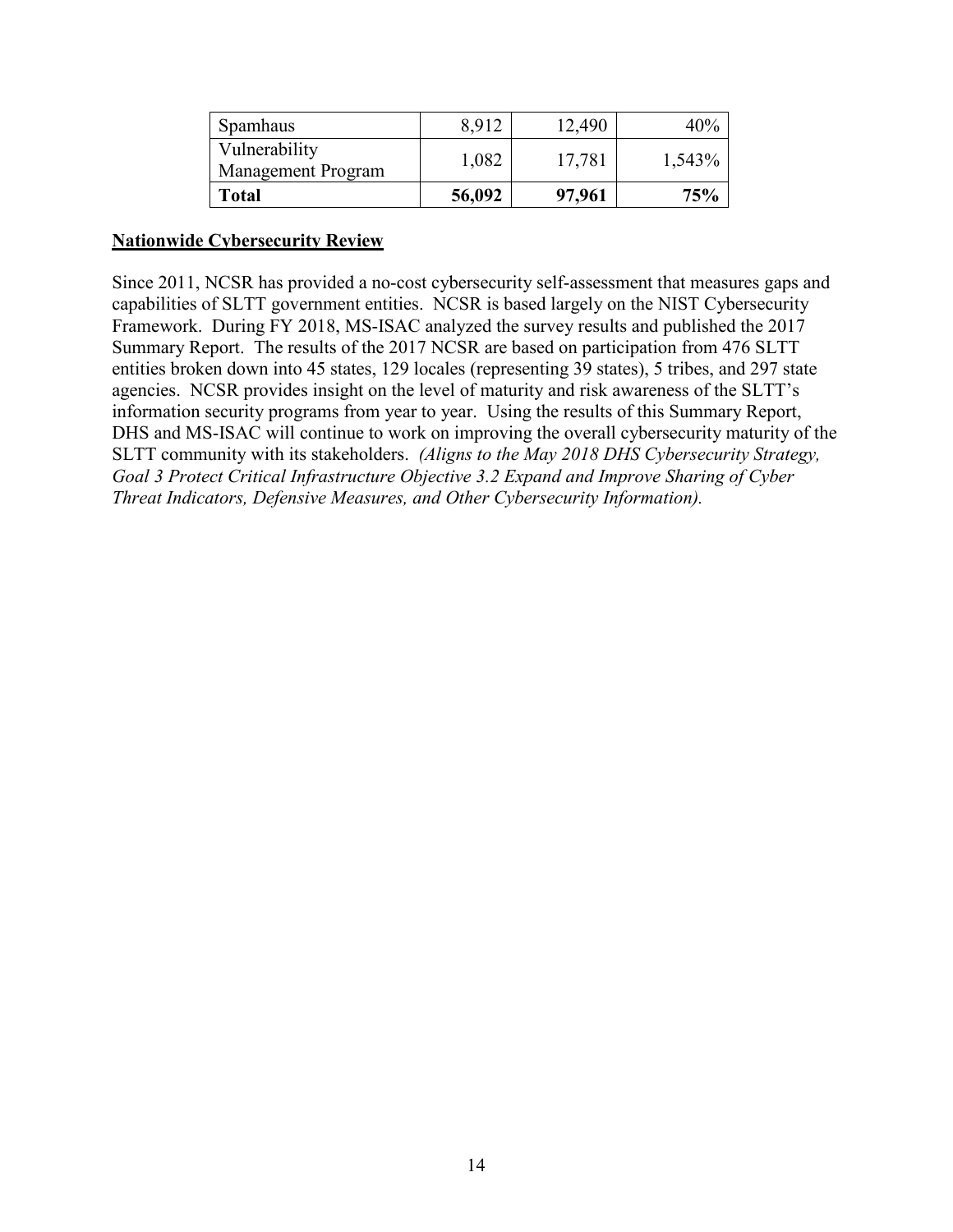| Spamhaus | 8,912 | 12,490 | 40% |
|---|---|---|---|
| Vulnerability Management Program | 1,082 | 17,781 | 1,543% |
| **Total** | **56,092** | **97,961** | **75%** |

**Nationwide Cybersecurity Review**

Since 2011, NCSR has provided a no-cost cybersecurity self-assessment that measures gaps and capabilities of SLTT government entities. NCSR is based largely on the NIST Cybersecurity Framework. During FY 2018, MS-ISAC analyzed the survey results and published the 2017 Summary Report. The results of the 2017 NCSR are based on participation from 476 SLTT entities broken down into 45 states, 129 locales (representing 39 states), 5 tribes, and 297 state agencies. NCSR provides insight on the level of maturity and risk awareness of the SLTT's information security programs from year to year. Using the results of this Summary Report, DHS and MS-ISAC will continue to work on improving the overall cybersecurity maturity of the SLTT community with its stakeholders. *(Aligns to the May 2018 DHS Cybersecurity Strategy, Goal 3 Protect Critical Infrastructure Objective 3.2 Expand and Improve Sharing of Cyber Threat Indicators, Defensive Measures, and Other Cybersecurity Information).*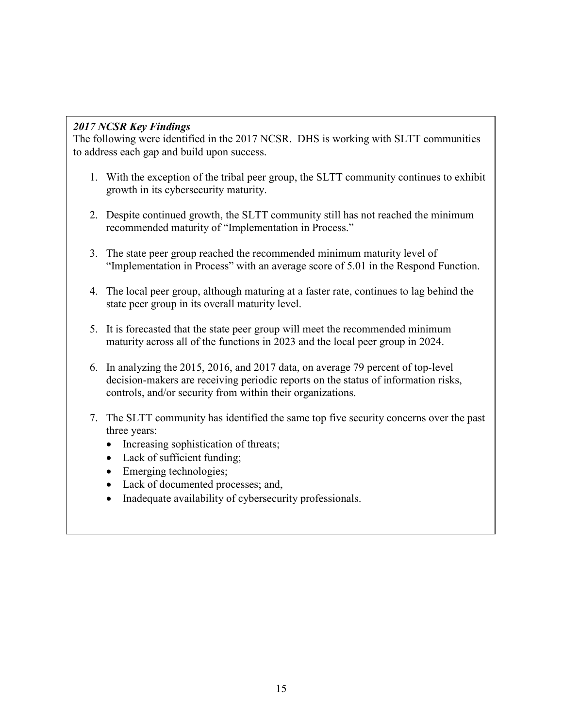***2017 NCSR Key Findings***

The following were identified in the 2017 NCSR. DHS is working with SLTT communities to address each gap and build upon success.

1. With the exception of the tribal peer group, the SLTT community continues to exhibit growth in its cybersecurity maturity.

2. Despite continued growth, the SLTT community still has not reached the minimum recommended maturity of "Implementation in Process."

3. The state peer group reached the recommended minimum maturity level of "Implementation in Process" with an average score of 5.01 in the Respond Function.

4. The local peer group, although maturing at a faster rate, continues to lag behind the state peer group in its overall maturity level.

5. It is forecasted that the state peer group will meet the recommended minimum maturity across all of the functions in 2023 and the local peer group in 2024.

6. In analyzing the 2015, 2016, and 2017 data, on average 79 percent of top-level decision-makers are receiving periodic reports on the status of information risks, controls, and/or security from within their organizations.

7. The SLTT community has identified the same top five security concerns over the past three years:
   - Increasing sophistication of threats;
   - Lack of sufficient funding;
   - Emerging technologies;
   - Lack of documented processes; and,
   - Inadequate availability of cybersecurity professionals.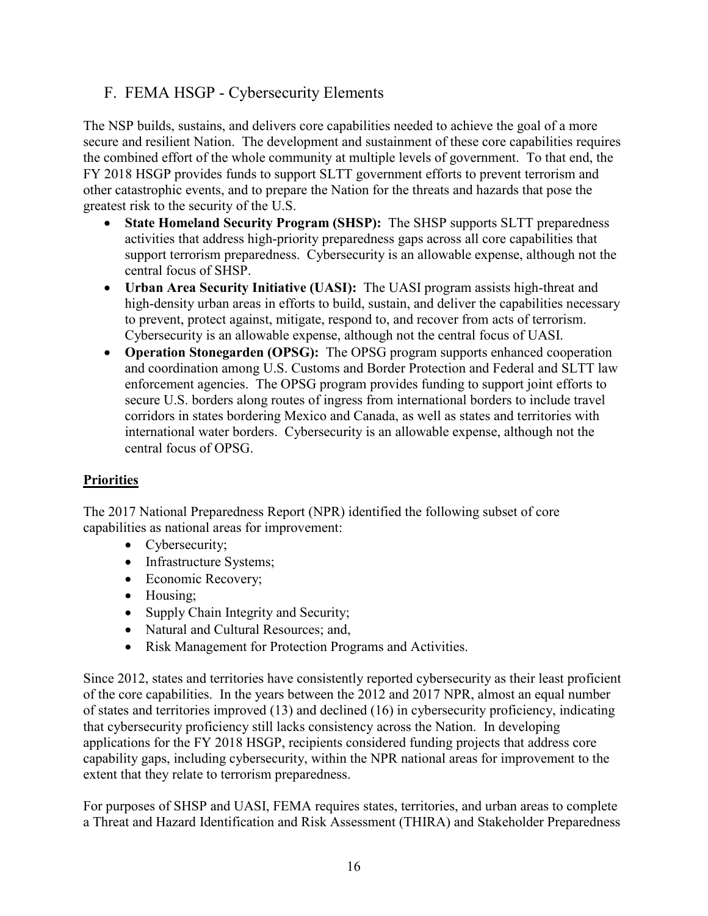## F. FEMA HSGP - Cybersecurity Elements

The NSP builds, sustains, and delivers core capabilities needed to achieve the goal of a more secure and resilient Nation. The development and sustainment of these core capabilities requires the combined effort of the whole community at multiple levels of government. To that end, the FY 2018 HSGP provides funds to support SLTT government efforts to prevent terrorism and other catastrophic events, and to prepare the Nation for the threats and hazards that pose the greatest risk to the security of the U.S.

- **State Homeland Security Program (SHSP):** The SHSP supports SLTT preparedness activities that address high-priority preparedness gaps across all core capabilities that support terrorism preparedness. Cybersecurity is an allowable expense, although not the central focus of SHSP.
- **Urban Area Security Initiative (UASI):** The UASI program assists high-threat and high-density urban areas in efforts to build, sustain, and deliver the capabilities necessary to prevent, protect against, mitigate, respond to, and recover from acts of terrorism. Cybersecurity is an allowable expense, although not the central focus of UASI.
- **Operation Stonegarden (OPSG):** The OPSG program supports enhanced cooperation and coordination among U.S. Customs and Border Protection and Federal and SLTT law enforcement agencies. The OPSG program provides funding to support joint efforts to secure U.S. borders along routes of ingress from international borders to include travel corridors in states bordering Mexico and Canada, as well as states and territories with international water borders. Cybersecurity is an allowable expense, although not the central focus of OPSG.

### Priorities

The 2017 National Preparedness Report (NPR) identified the following subset of core capabilities as national areas for improvement:

- Cybersecurity;
- Infrastructure Systems;
- Economic Recovery;
- Housing;
- Supply Chain Integrity and Security;
- Natural and Cultural Resources; and,
- Risk Management for Protection Programs and Activities.

Since 2012, states and territories have consistently reported cybersecurity as their least proficient of the core capabilities. In the years between the 2012 and 2017 NPR, almost an equal number of states and territories improved (13) and declined (16) in cybersecurity proficiency, indicating that cybersecurity proficiency still lacks consistency across the Nation. In developing applications for the FY 2018 HSGP, recipients considered funding projects that address core capability gaps, including cybersecurity, within the NPR national areas for improvement to the extent that they relate to terrorism preparedness.

For purposes of SHSP and UASI, FEMA requires states, territories, and urban areas to complete a Threat and Hazard Identification and Risk Assessment (THIRA) and Stakeholder Preparedness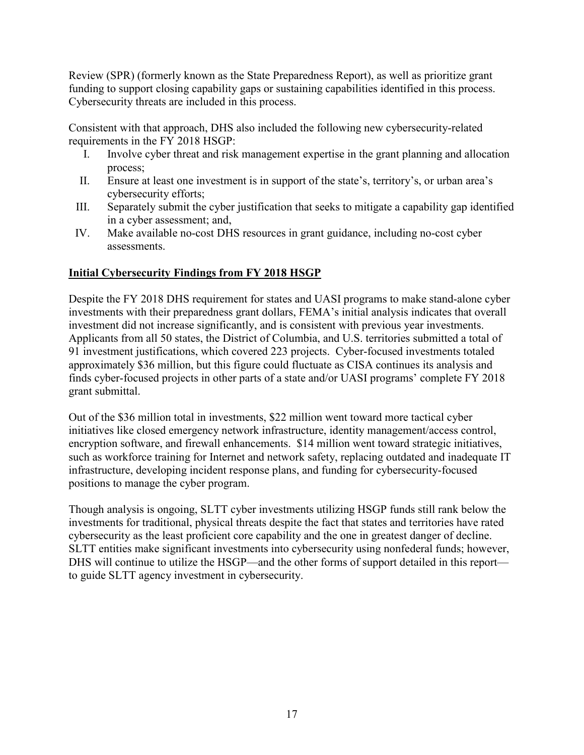Review (SPR) (formerly known as the State Preparedness Report), as well as prioritize grant funding to support closing capability gaps or sustaining capabilities identified in this process. Cybersecurity threats are included in this process.

Consistent with that approach, DHS also included the following new cybersecurity-related requirements in the FY 2018 HSGP:

I. Involve cyber threat and risk management expertise in the grant planning and allocation process;
II. Ensure at least one investment is in support of the state's, territory's, or urban area's cybersecurity efforts;
III. Separately submit the cyber justification that seeks to mitigate a capability gap identified in a cyber assessment; and,
IV. Make available no-cost DHS resources in grant guidance, including no-cost cyber assessments.

## Initial Cybersecurity Findings from FY 2018 HSGP

Despite the FY 2018 DHS requirement for states and UASI programs to make stand-alone cyber investments with their preparedness grant dollars, FEMA's initial analysis indicates that overall investment did not increase significantly, and is consistent with previous year investments. Applicants from all 50 states, the District of Columbia, and U.S. territories submitted a total of 91 investment justifications, which covered 223 projects. Cyber-focused investments totaled approximately $36 million, but this figure could fluctuate as CISA continues its analysis and finds cyber-focused projects in other parts of a state and/or UASI programs' complete FY 2018 grant submittal.

Out of the $36 million total in investments, $22 million went toward more tactical cyber initiatives like closed emergency network infrastructure, identity management/access control, encryption software, and firewall enhancements. $14 million went toward strategic initiatives, such as workforce training for Internet and network safety, replacing outdated and inadequate IT infrastructure, developing incident response plans, and funding for cybersecurity-focused positions to manage the cyber program.

Though analysis is ongoing, SLTT cyber investments utilizing HSGP funds still rank below the investments for traditional, physical threats despite the fact that states and territories have rated cybersecurity as the least proficient core capability and the one in greatest danger of decline. SLTT entities make significant investments into cybersecurity using nonfederal funds; however, DHS will continue to utilize the HSGP—and the other forms of support detailed in this report—to guide SLTT agency investment in cybersecurity.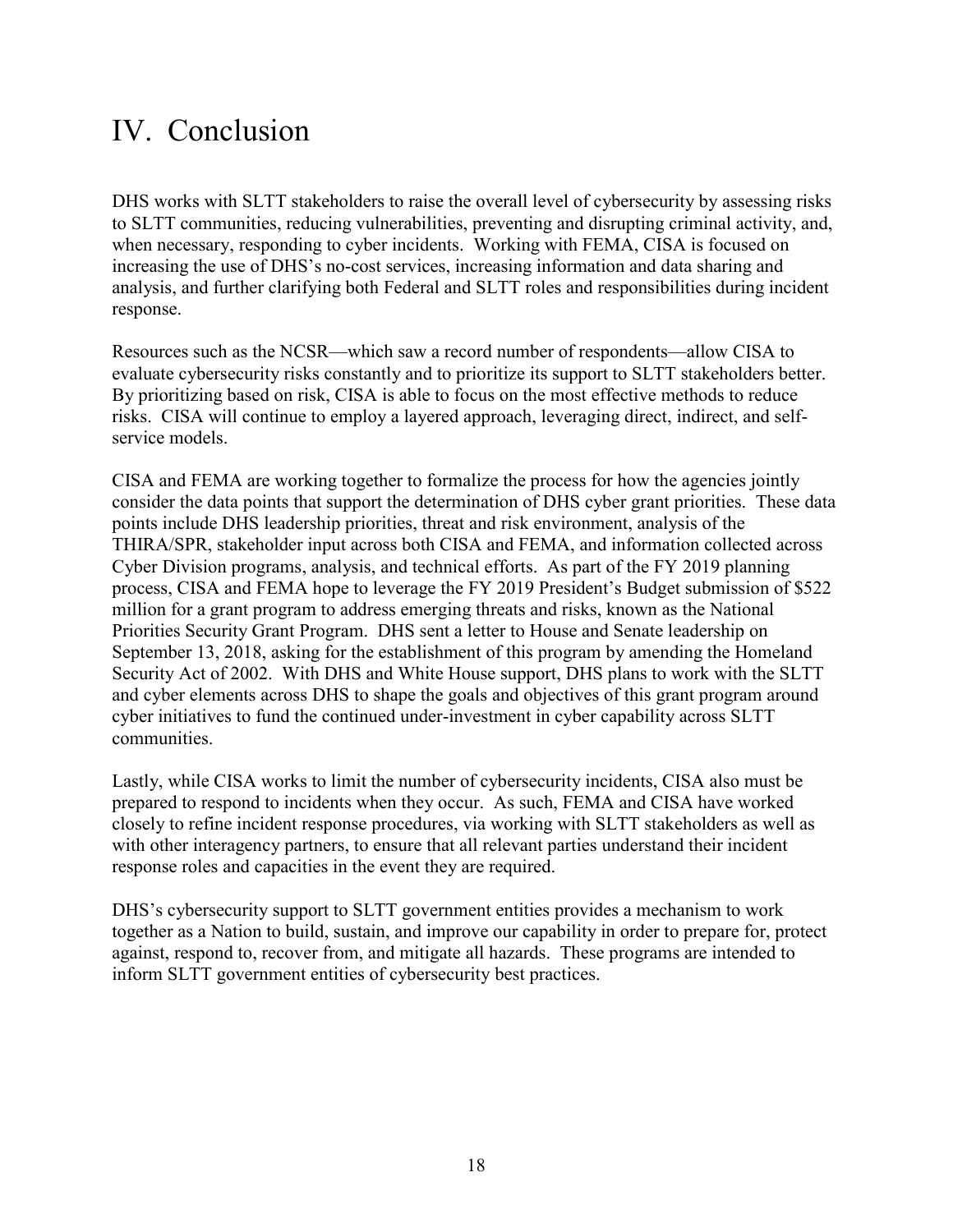# IV. Conclusion

DHS works with SLTT stakeholders to raise the overall level of cybersecurity by assessing risks to SLTT communities, reducing vulnerabilities, preventing and disrupting criminal activity, and, when necessary, responding to cyber incidents. Working with FEMA, CISA is focused on increasing the use of DHS's no-cost services, increasing information and data sharing and analysis, and further clarifying both Federal and SLTT roles and responsibilities during incident response.

Resources such as the NCSR—which saw a record number of respondents—allow CISA to evaluate cybersecurity risks constantly and to prioritize its support to SLTT stakeholders better. By prioritizing based on risk, CISA is able to focus on the most effective methods to reduce risks. CISA will continue to employ a layered approach, leveraging direct, indirect, and self-service models.

CISA and FEMA are working together to formalize the process for how the agencies jointly consider the data points that support the determination of DHS cyber grant priorities. These data points include DHS leadership priorities, threat and risk environment, analysis of the THIRA/SPR, stakeholder input across both CISA and FEMA, and information collected across Cyber Division programs, analysis, and technical efforts. As part of the FY 2019 planning process, CISA and FEMA hope to leverage the FY 2019 President's Budget submission of $522 million for a grant program to address emerging threats and risks, known as the National Priorities Security Grant Program. DHS sent a letter to House and Senate leadership on September 13, 2018, asking for the establishment of this program by amending the Homeland Security Act of 2002. With DHS and White House support, DHS plans to work with the SLTT and cyber elements across DHS to shape the goals and objectives of this grant program around cyber initiatives to fund the continued under-investment in cyber capability across SLTT communities.

Lastly, while CISA works to limit the number of cybersecurity incidents, CISA also must be prepared to respond to incidents when they occur. As such, FEMA and CISA have worked closely to refine incident response procedures, via working with SLTT stakeholders as well as with other interagency partners, to ensure that all relevant parties understand their incident response roles and capacities in the event they are required.

DHS's cybersecurity support to SLTT government entities provides a mechanism to work together as a Nation to build, sustain, and improve our capability in order to prepare for, protect against, respond to, recover from, and mitigate all hazards. These programs are intended to inform SLTT government entities of cybersecurity best practices.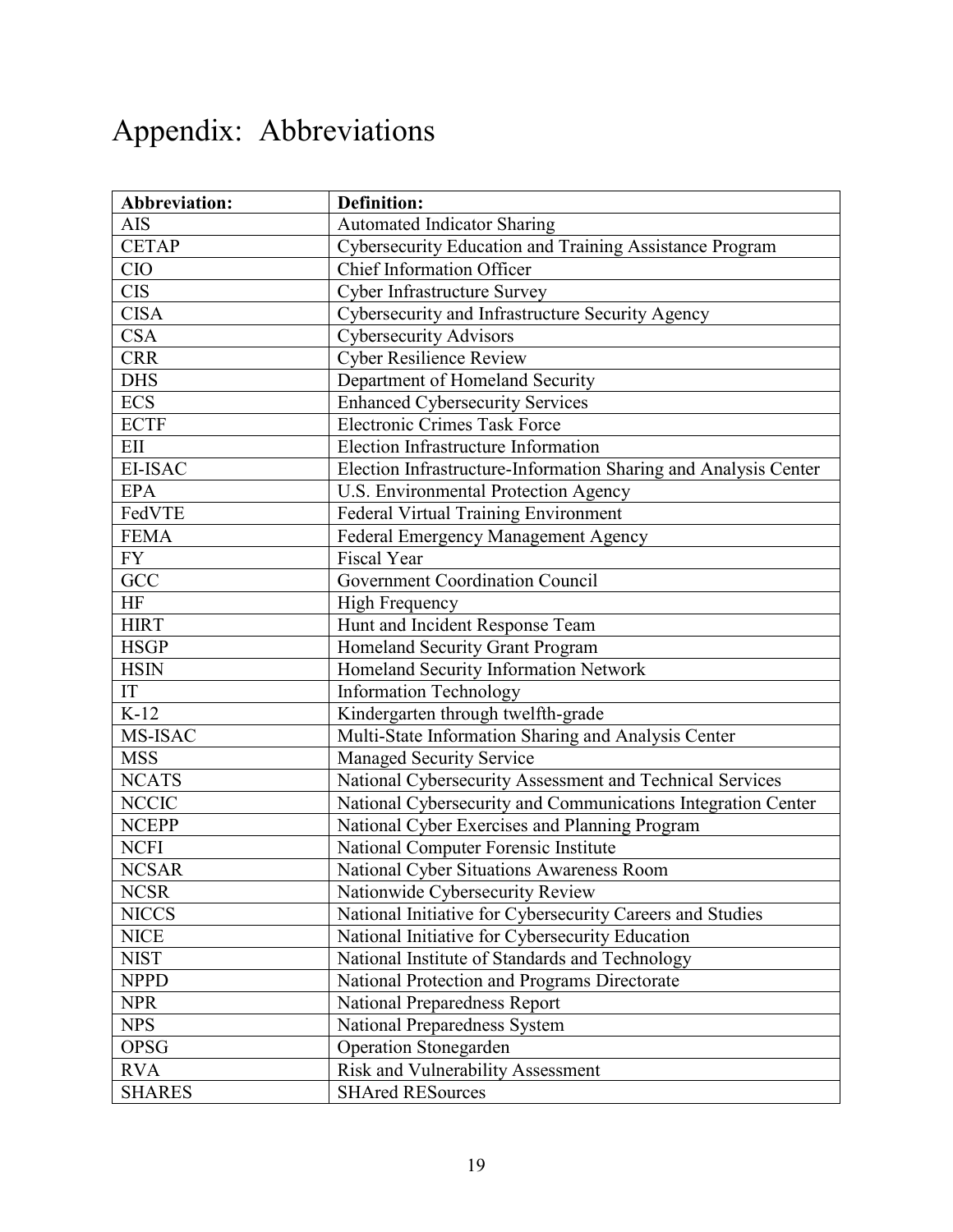# Appendix: Abbreviations

| Abbreviation: | Definition: |
|---|---|
| AIS | Automated Indicator Sharing |
| CETAP | Cybersecurity Education and Training Assistance Program |
| CIO | Chief Information Officer |
| CIS | Cyber Infrastructure Survey |
| CISA | Cybersecurity and Infrastructure Security Agency |
| CSA | Cybersecurity Advisors |
| CRR | Cyber Resilience Review |
| DHS | Department of Homeland Security |
| ECS | Enhanced Cybersecurity Services |
| ECTF | Electronic Crimes Task Force |
| EII | Election Infrastructure Information |
| EI-ISAC | Election Infrastructure-Information Sharing and Analysis Center |
| EPA | U.S. Environmental Protection Agency |
| FedVTE | Federal Virtual Training Environment |
| FEMA | Federal Emergency Management Agency |
| FY | Fiscal Year |
| GCC | Government Coordination Council |
| HF | High Frequency |
| HIRT | Hunt and Incident Response Team |
| HSGP | Homeland Security Grant Program |
| HSIN | Homeland Security Information Network |
| IT | Information Technology |
| K-12 | Kindergarten through twelfth-grade |
| MS-ISAC | Multi-State Information Sharing and Analysis Center |
| MSS | Managed Security Service |
| NCATS | National Cybersecurity Assessment and Technical Services |
| NCCIC | National Cybersecurity and Communications Integration Center |
| NCEPP | National Cyber Exercises and Planning Program |
| NCFI | National Computer Forensic Institute |
| NCSAR | National Cyber Situations Awareness Room |
| NCSR | Nationwide Cybersecurity Review |
| NICCS | National Initiative for Cybersecurity Careers and Studies |
| NICE | National Initiative for Cybersecurity Education |
| NIST | National Institute of Standards and Technology |
| NPPD | National Protection and Programs Directorate |
| NPR | National Preparedness Report |
| NPS | National Preparedness System |
| OPSG | Operation Stonegarden |
| RVA | Risk and Vulnerability Assessment |
| SHARES | SHAred RESources |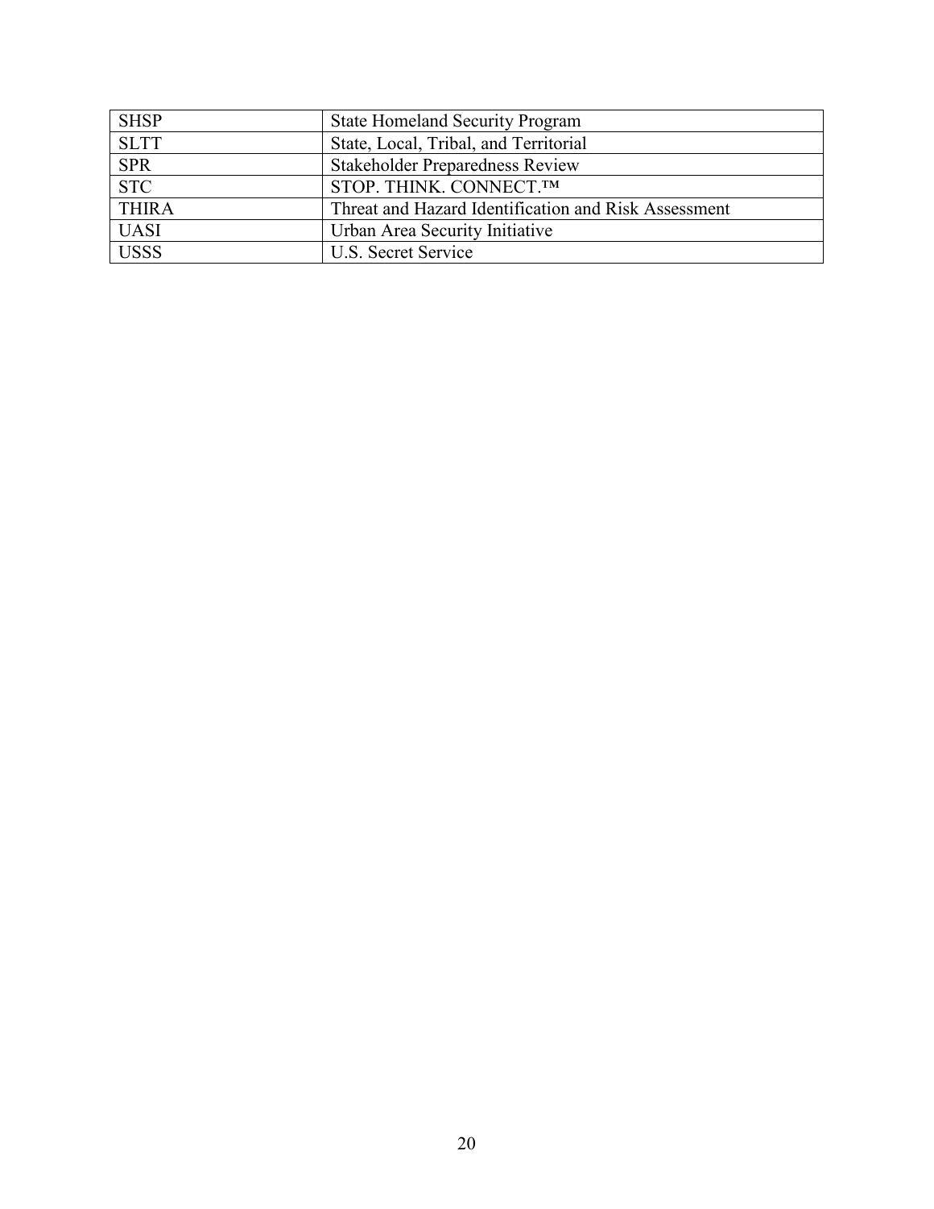| | |
|---|---|
| SHSP | State Homeland Security Program |
| SLTT | State, Local, Tribal, and Territorial |
| SPR | Stakeholder Preparedness Review |
| STC | STOP. THINK. CONNECT.™ |
| THIRA | Threat and Hazard Identification and Risk Assessment |
| UASI | Urban Area Security Initiative |
| USSS | U.S. Secret Service |